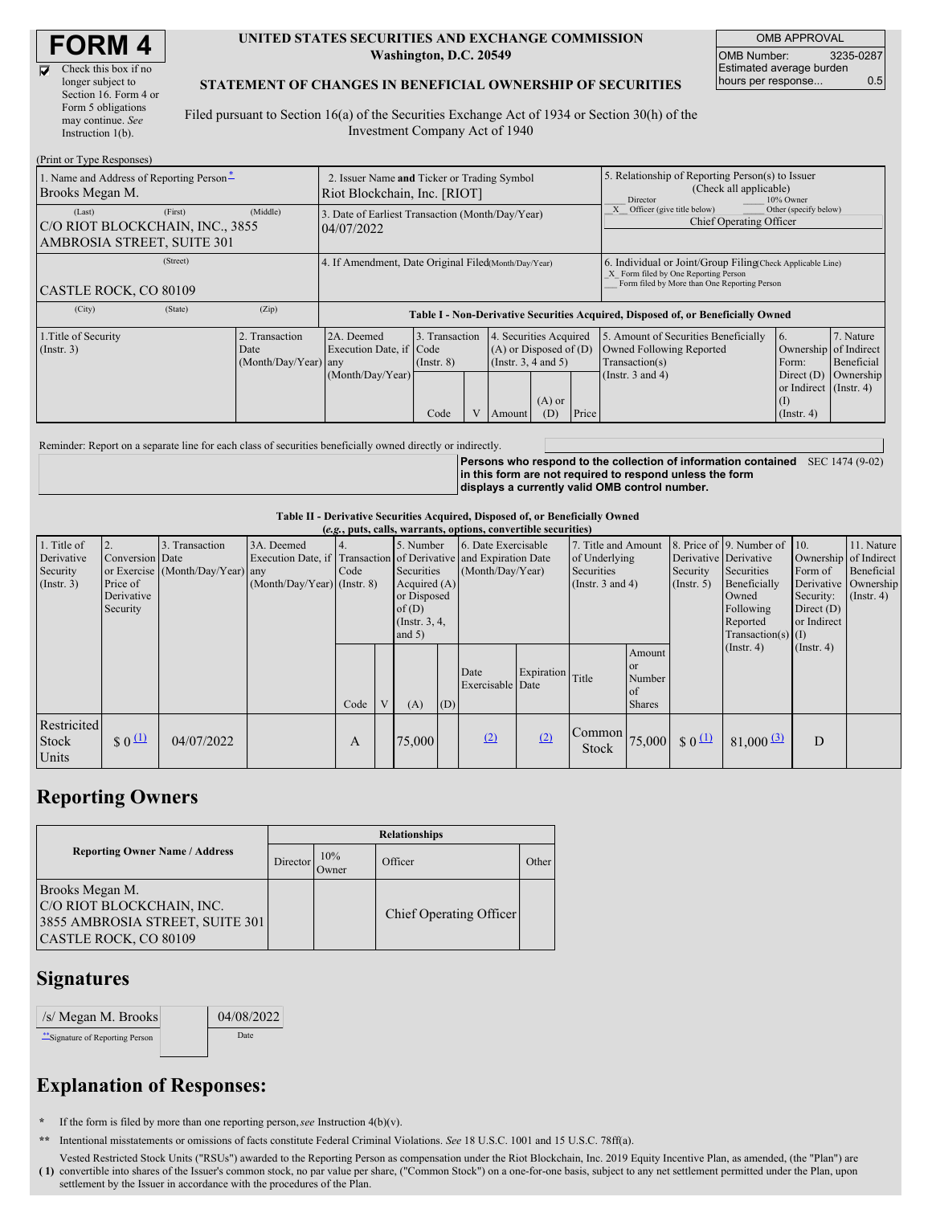# FORM 4

☑ Check this box if no longer subject to Section 16. Form 4 or Form 5 obligations may continue. *See* Instruction 1(b).

**UNITED STATES SECURITIES AND EXCHANGE COMMISSION**
**Washington, D.C. 20549**

**STATEMENT OF CHANGES IN BENEFICIAL OWNERSHIP OF SECURITIES**

Filed pursuant to Section 16(a) of the Securities Exchange Act of 1934 or Section 30(h) of the Investment Company Act of 1940

| OMB APPROVAL | |
|---|---|
| OMB Number: | 3235-0287 |
| Estimated average burden hours per response... | 0.5 |

(Print or Type Responses)

| 1. Name and Address of Reporting Person* | 2. Issuer Name and Ticker or Trading Symbol | 5. Relationship of Reporting Person(s) to Issuer (Check all applicable) |
|---|---|---|
| Brooks Megan M. | Riot Blockchain, Inc. [RIOT] | ___ Director ___ 10% Owner |
| (Last) (First) (Middle) | 3. Date of Earliest Transaction (Month/Day/Year) | _X_ Officer (give title below) ___ Other (specify below) |
| C/O RIOT BLOCKCHAIN, INC., 3855 AMBROSIA STREET, SUITE 301 | 04/07/2022 | Chief Operating Officer |
| (Street) | 4. If Amendment, Date Original Filed (Month/Day/Year) | 6. Individual or Joint/Group Filing (Check Applicable Line) _X_ Form filed by One Reporting Person ___ Form filed by More than One Reporting Person |
| CASTLE ROCK, CO 80109 | | |
| (City) (State) (Zip) | | |

**Table I - Non-Derivative Securities Acquired, Disposed of, or Beneficially Owned**

| 1.Title of Security (Instr. 3) | 2. Transaction Date (Month/Day/Year) | 2A. Deemed Execution Date, if any (Month/Day/Year) | 3. Transaction Code (Instr. 8) | | 4. Securities Acquired (A) or Disposed of (D) (Instr. 3, 4 and 5) | | | 5. Amount of Securities Beneficially Owned Following Reported Transaction(s) (Instr. 3 and 4) | 6. Ownership Form: Direct (D) or Indirect (I) (Instr. 4) | 7. Nature of Indirect Beneficial Ownership (Instr. 4) |
|---|---|---|---|---|---|---|---|---|---|---|
| | | | Code | V | Amount | (A) or (D) | Price | | | |

Reminder: Report on a separate line for each class of securities beneficially owned directly or indirectly.

**Persons who respond to the collection of information contained in this form are not required to respond unless the form displays a currently valid OMB control number.** SEC 1474 (9-02)

**Table II - Derivative Securities Acquired, Disposed of, or Beneficially Owned**
**(*e.g.*, puts, calls, warrants, options, convertible securities)**

| 1. Title of Derivative Security (Instr. 3) | 2. Conversion or Exercise Price of Derivative Security | 3. Transaction Date (Month/Day/Year) | 3A. Deemed Execution Date, if any (Month/Day/Year) | 4. Transaction Code (Instr. 8) | | 5. Number of Derivative Securities Acquired (A) or Disposed of (D) (Instr. 3, 4, and 5) | | 6. Date Exercisable and Expiration Date (Month/Day/Year) | | 7. Title and Amount of Underlying Securities (Instr. 3 and 4) | | 8. Price of Derivative Security (Instr. 5) | 9. Number of Derivative Securities Beneficially Owned Following Reported Transaction(s) (Instr. 4) | 10. Ownership Form of Derivative Security: Direct (D) or Indirect (I) (Instr. 4) | 11. Nature of Indirect Beneficial Ownership (Instr. 4) |
|---|---|---|---|---|---|---|---|---|---|---|---|---|---|---|---|
| | | | | Code | V | (A) | (D) | Date Exercisable | Expiration Date | Title | Amount or Number of Shares | | | | |
| Restricted Stock Units | $ 0 (1) | 04/07/2022 | | A | | 75,000 | | (2) | (2) | Common Stock | 75,000 | $ 0 (1) | 81,000 (3) | D | |

## Reporting Owners

| Reporting Owner Name / Address | Relationships | | | |
|---|---|---|---|---|
| | Director | 10% Owner | Officer | Other |
| Brooks Megan M.<br>C/O RIOT BLOCKCHAIN, INC.<br>3855 AMBROSIA STREET, SUITE 301<br>CASTLE ROCK, CO 80109 | | | Chief Operating Officer | |

## Signatures

| /s/ Megan M. Brooks | 04/08/2022 |
|---|---|
| **Signature of Reporting Person | Date |

## Explanation of Responses:

\* If the form is filed by more than one reporting person, *see* Instruction 4(b)(v).

\*\* Intentional misstatements or omissions of facts constitute Federal Criminal Violations. *See* 18 U.S.C. 1001 and 15 U.S.C. 78ff(a).

( 1) Vested Restricted Stock Units ("RSUs") awarded to the Reporting Person as compensation under the Riot Blockchain, Inc. 2019 Equity Incentive Plan, as amended, (the "Plan") are convertible into shares of the Issuer's common stock, no par value per share, ("Common Stock") on a one-for-one basis, subject to any net settlement permitted under the Plan, upon settlement by the Issuer in accordance with the procedures of the Plan.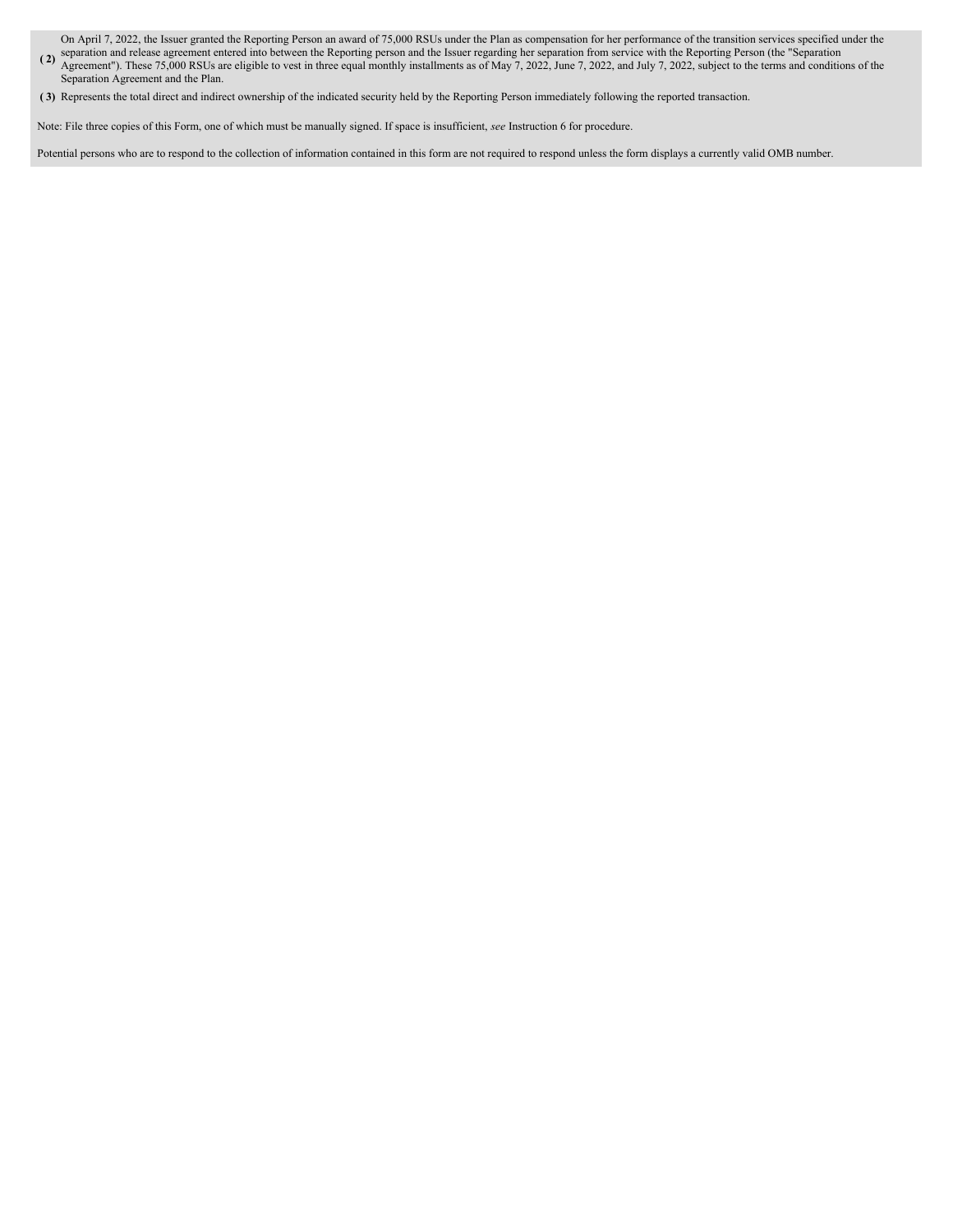**( 2)** On April 7, 2022, the Issuer granted the Reporting Person an award of 75,000 RSUs under the Plan as compensation for her performance of the transition services specified under the separation and release agreement entered into between the Reporting person and the Issuer regarding her separation from service with the Reporting Person (the "Separation Agreement"). These 75,000 RSUs are eligible to vest in three equal monthly installments as of May 7, 2022, June 7, 2022, and July 7, 2022, subject to the terms and conditions of the Separation Agreement and the Plan.

**( 3)** Represents the total direct and indirect ownership of the indicated security held by the Reporting Person immediately following the reported transaction.

Note: File three copies of this Form, one of which must be manually signed. If space is insufficient, *see* Instruction 6 for procedure.

Potential persons who are to respond to the collection of information contained in this form are not required to respond unless the form displays a currently valid OMB number.